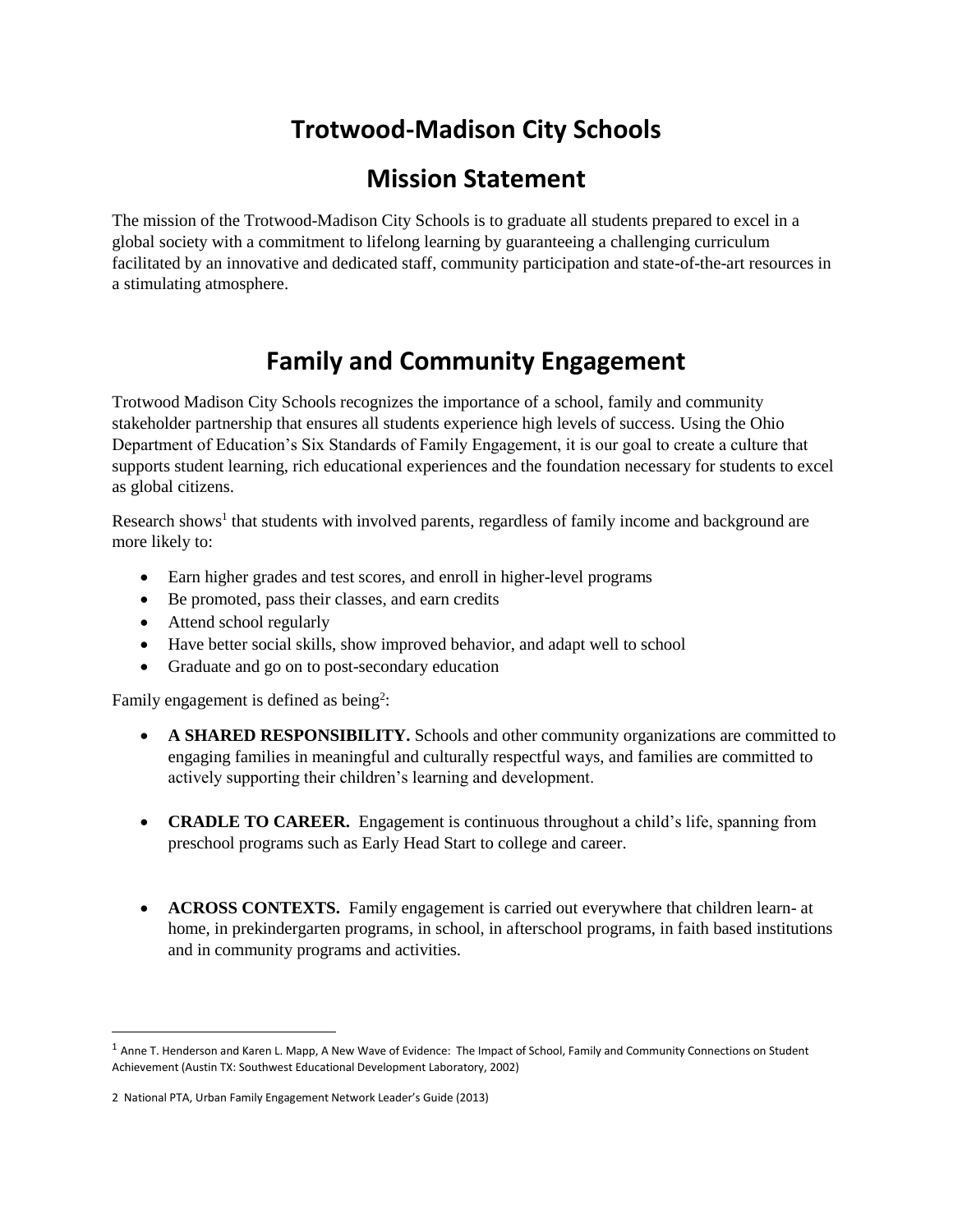# Trotwood-Madison City Schools

## Mission Statement

The mission of the Trotwood-Madison City Schools is to graduate all students prepared to excel in a global society with a commitment to lifelong learning by guaranteeing a challenging curriculum facilitated by an innovative and dedicated staff, community participation and state-of-the-art resources in a stimulating atmosphere.

## Family and Community Engagement

Trotwood Madison City Schools recognizes the importance of a school, family and community stakeholder partnership that ensures all students experience high levels of success. Using the Ohio Department of Education's Six Standards of Family Engagement, it is our goal to create a culture that supports student learning, rich educational experiences and the foundation necessary for students to excel as global citizens.

Research shows[1] that students with involved parents, regardless of family income and background are more likely to:

- Earn higher grades and test scores, and enroll in higher-level programs
- Be promoted, pass their classes, and earn credits
- Attend school regularly
- Have better social skills, show improved behavior, and adapt well to school
- Graduate and go on to post-secondary education

Family engagement is defined as being[2]:

- **A SHARED RESPONSIBILITY.** Schools and other community organizations are committed to engaging families in meaningful and culturally respectful ways, and families are committed to actively supporting their children's learning and development.
- **CRADLE TO CAREER.** Engagement is continuous throughout a child's life, spanning from preschool programs such as Early Head Start to college and career.
- **ACROSS CONTEXTS.** Family engagement is carried out everywhere that children learn- at home, in prekindergarten programs, in school, in afterschool programs, in faith based institutions and in community programs and activities.

---

[1] Anne T. Henderson and Karen L. Mapp, A New Wave of Evidence: The Impact of School, Family and Community Connections on Student Achievement (Austin TX: Southwest Educational Development Laboratory, 2002)

2 National PTA, Urban Family Engagement Network Leader's Guide (2013)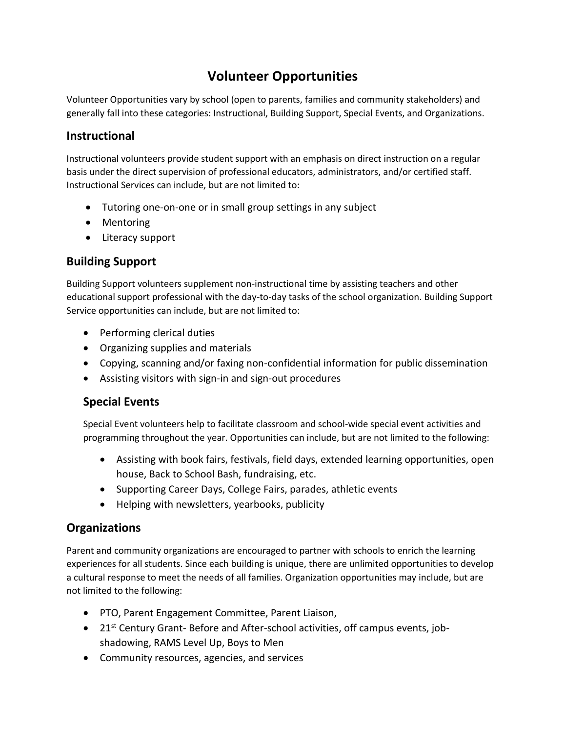# Volunteer Opportunities

Volunteer Opportunities vary by school (open to parents, families and community stakeholders) and generally fall into these categories: Instructional, Building Support, Special Events, and Organizations.

## Instructional

Instructional volunteers provide student support with an emphasis on direct instruction on a regular basis under the direct supervision of professional educators, administrators, and/or certified staff. Instructional Services can include, but are not limited to:

- Tutoring one-on-one or in small group settings in any subject
- Mentoring
- Literacy support

## Building Support

Building Support volunteers supplement non-instructional time by assisting teachers and other educational support professional with the day-to-day tasks of the school organization. Building Support Service opportunities can include, but are not limited to:

- Performing clerical duties
- Organizing supplies and materials
- Copying, scanning and/or faxing non-confidential information for public dissemination
- Assisting visitors with sign-in and sign-out procedures

## Special Events

Special Event volunteers help to facilitate classroom and school-wide special event activities and programming throughout the year. Opportunities can include, but are not limited to the following:

- Assisting with book fairs, festivals, field days, extended learning opportunities, open house, Back to School Bash, fundraising, etc.
- Supporting Career Days, College Fairs, parades, athletic events
- Helping with newsletters, yearbooks, publicity

## Organizations

Parent and community organizations are encouraged to partner with schools to enrich the learning experiences for all students. Since each building is unique, there are unlimited opportunities to develop a cultural response to meet the needs of all families. Organization opportunities may include, but are not limited to the following:

- PTO, Parent Engagement Committee, Parent Liaison,
- 21st Century Grant- Before and After-school activities, off campus events, job-shadowing, RAMS Level Up, Boys to Men
- Community resources, agencies, and services